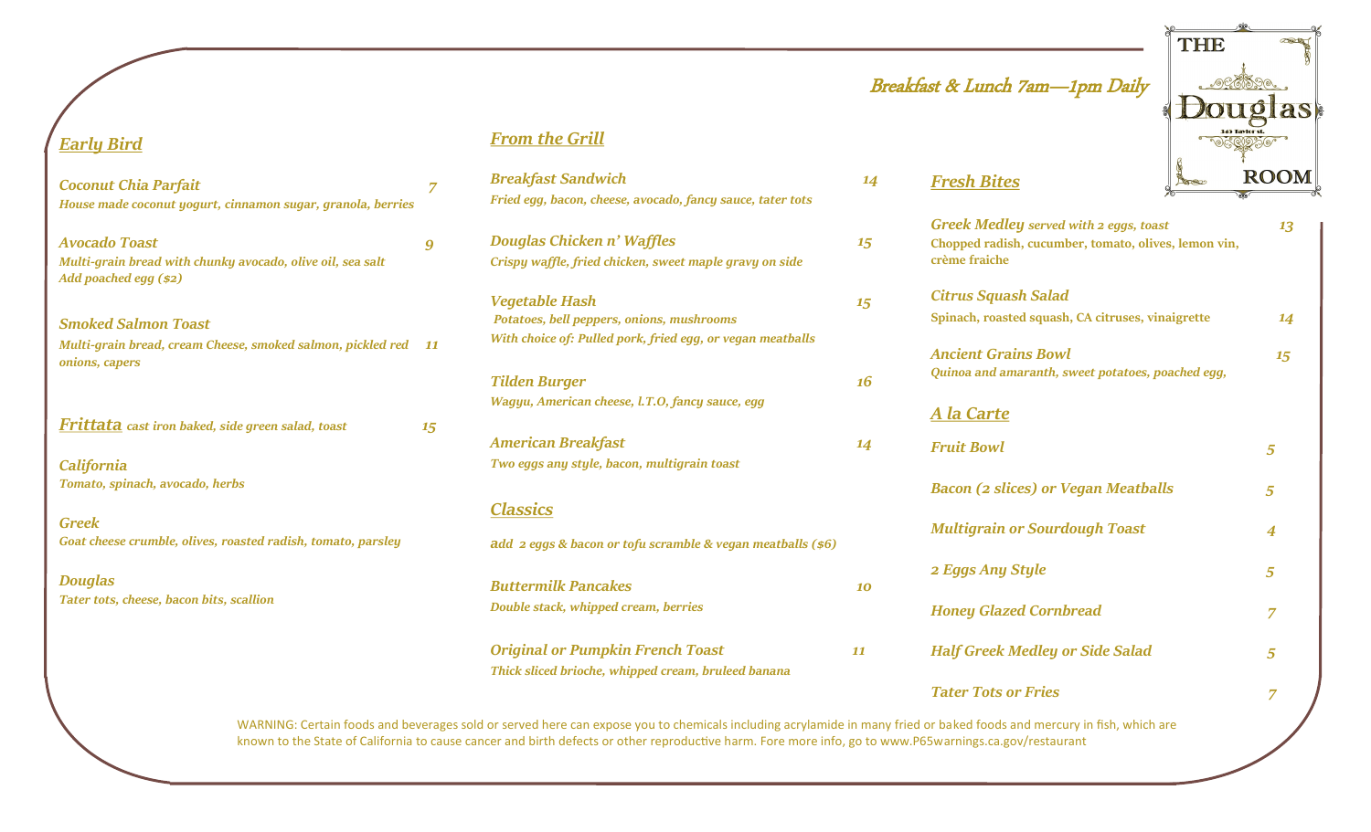# The Douglas Room

Breakfast & Lunch 7am—1pm Daily

## *Early Bird*

***Coconut Chia Parfait*** — 7
*House made coconut yogurt, cinnamon sugar, granola, berries*

***Avocado Toast*** — 9
*Multi-grain bread with chunky avocado, olive oil, sea salt*
*Add poached egg ($2)*

***Smoked Salmon Toast*** — 11
*Multi-grain bread, cream Cheese, smoked salmon, pickled red onions, capers*

## *Frittata* *cast iron baked, side green salad, toast* — 15

***California***
*Tomato, spinach, avocado, herbs*

***Greek***
*Goat cheese crumble, olives, roasted radish, tomato, parsley*

***Douglas***
*Tater tots, cheese, bacon bits, scallion*

## *From the Grill*

***Breakfast Sandwich*** — 14
*Fried egg, bacon, cheese, avocado, fancy sauce, tater tots*

***Douglas Chicken n' Waffles*** — 15
*Crispy waffle, fried chicken, sweet maple gravy on side*

***Vegetable Hash*** — 15
*Potatoes, bell peppers, onions, mushrooms*
*With choice of: Pulled pork, fried egg, or vegan meatballs*

***Tilden Burger*** — 16
*Wagyu, American cheese, l.T.O, fancy sauce, egg*

***American Breakfast*** — 14
*Two eggs any style, bacon, multigrain toast*

## *Classics*

*add 2 eggs & bacon or tofu scramble & vegan meatballs ($6)*

***Buttermilk Pancakes*** — 10
*Double stack, whipped cream, berries*

***Original or Pumpkin French Toast*** — 11
*Thick sliced brioche, whipped cream, bruleed banana*

## *Fresh Bites*

***Greek Medley*** *served with 2 eggs, toast* — 13
Chopped radish, cucumber, tomato, olives, lemon vin, crème fraiche

***Citrus Squash Salad*** — 14
Spinach, roasted squash, CA citruses, vinaigrette

***Ancient Grains Bowl*** — 15
*Quinoa and amaranth, sweet potatoes, poached egg,*

## *A la Carte*

***Fruit Bowl*** — 5

***Bacon (2 slices) or Vegan Meatballs*** — 5

***Multigrain or Sourdough Toast*** — 4

***2 Eggs Any Style*** — 5

***Honey Glazed Cornbread*** — 7

***Half Greek Medley or Side Salad*** — 5

***Tater Tots or Fries*** — 7

WARNING: Certain foods and beverages sold or served here can expose you to chemicals including acrylamide in many fried or baked foods and mercury in fish, which are known to the State of California to cause cancer and birth defects or other reproductive harm. Fore more info, go to www.P65warnings.ca.gov/restaurant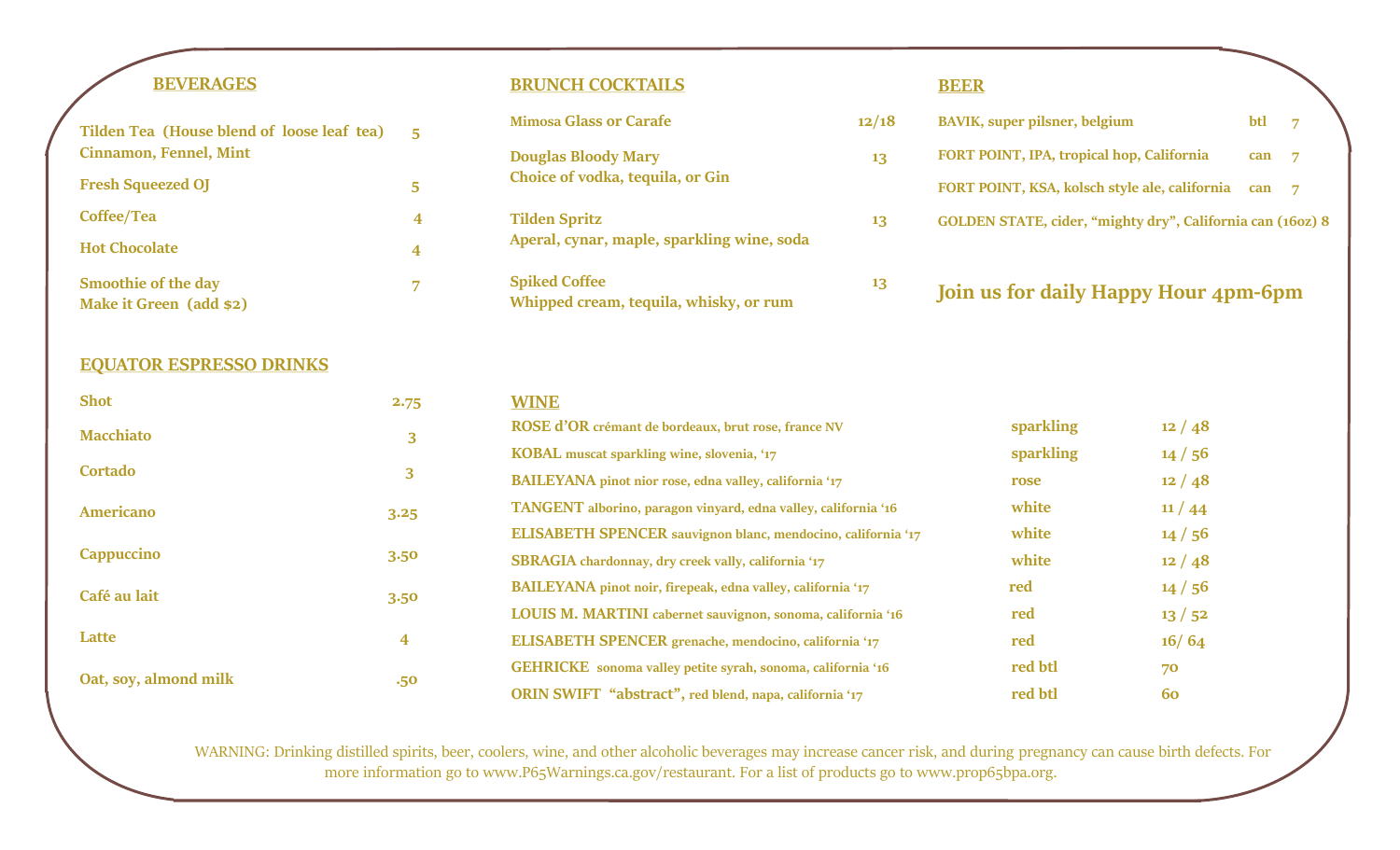## BEVERAGES

| | |
|---|---|
| Tilden Tea (House blend of loose leaf tea) Cinnamon, Fennel, Mint | 5 |
| Fresh Squeezed OJ | 5 |
| Coffee/Tea | 4 |
| Hot Chocolate | 4 |
| Smoothie of the day Make it Green (add $2) | 7 |

## EQUATOR ESPRESSO DRINKS

| | |
|---|---|
| Shot | 2.75 |
| Macchiato | 3 |
| Cortado | 3 |
| Americano | 3.25 |
| Cappuccino | 3.50 |
| Café au lait | 3.50 |
| Latte | 4 |
| Oat, soy, almond milk | .50 |

## BRUNCH COCKTAILS

| | |
|---|---|
| Mimosa Glass or Carafe | 12/18 |
| Douglas Bloody Mary Choice of vodka, tequila, or Gin | 13 |
| Tilden Spritz Aperal, cynar, maple, sparkling wine, soda | 13 |
| Spiked Coffee Whipped cream, tequila, whisky, or rum | 13 |

## WINE

| | | |
|---|---|---|
| **ROSE d'OR** crémant de bordeaux, brut rose, france NV | sparkling | 12 / 48 |
| **KOBAL** muscat sparkling wine, slovenia, '17 | sparkling | 14 / 56 |
| **BAILEYANA** pinot nior rose, edna valley, california '17 | rose | 12 / 48 |
| **TANGENT** alborino, paragon vinyard, edna valley, california '16 | white | 11 / 44 |
| **ELISABETH SPENCER** sauvignon blanc, mendocino, california '17 | white | 14 / 56 |
| **SBRAGIA** chardonnay, dry creek vally, california '17 | white | 12 / 48 |
| **BAILEYANA** pinot noir, firepeak, edna valley, california '17 | red | 14 / 56 |
| **LOUIS M. MARTINI** cabernet sauvignon, sonoma, california '16 | red | 13 / 52 |
| **ELISABETH SPENCER** grenache, mendocino, california '17 | red | 16/ 64 |
| **GEHRICKE** sonoma valley petite syrah, sonoma, california '16 | red btl | 70 |
| **ORIN SWIFT "abstract"**, red blend, napa, california '17 | red btl | 60 |

## BEER

| | | |
|---|---|---|
| BAVIK, super pilsner, belgium | btl | 7 |
| FORT POINT, IPA, tropical hop, California | can | 7 |
| FORT POINT, KSA, kolsch style ale, california | can | 7 |
| GOLDEN STATE, cider, "mighty dry", California | can (16oz) | 8 |

**Join us for daily Happy Hour 4pm-6pm**

WARNING: Drinking distilled spirits, beer, coolers, wine, and other alcoholic beverages may increase cancer risk, and during pregnancy can cause birth defects. For more information go to www.P65Warnings.ca.gov/restaurant. For a list of products go to www.prop65bpa.org.